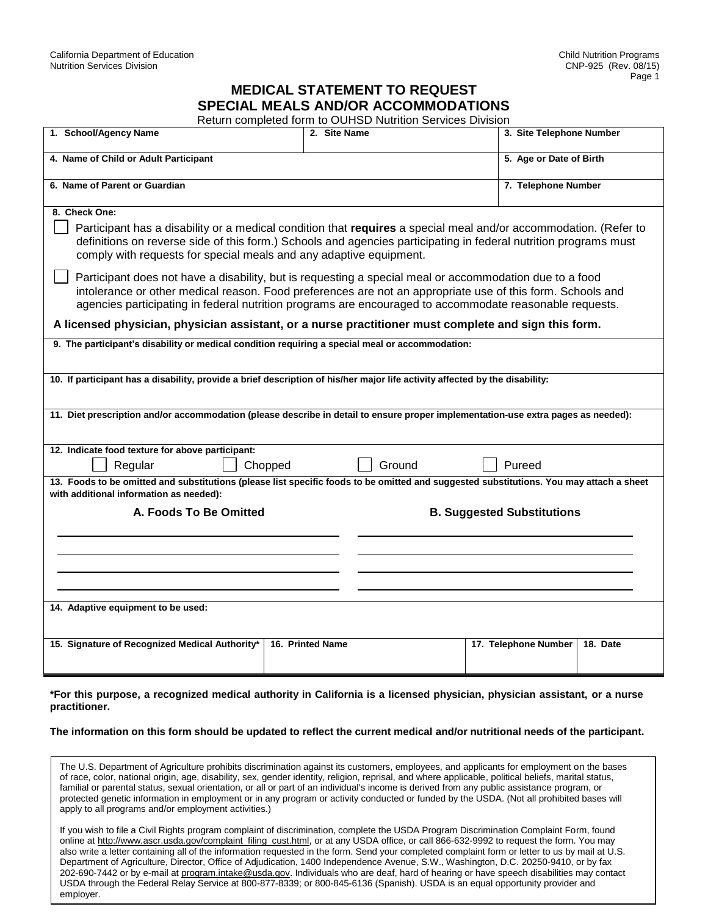California Department of Education
Nutrition Services Division

Child Nutrition Programs
CNP-925 (Rev. 08/15)

# MEDICAL STATEMENT TO REQUEST SPECIAL MEALS AND/OR ACCOMMODATIONS

Return completed form to OUHSD Nutrition Services Division

| 1. School/Agency Name | 2. Site Name | 3. Site Telephone Number |
|---|---|---|
| | | |

| 4. Name of Child or Adult Participant | 5. Age or Date of Birth |
|---|---|
| | |

| 6. Name of Parent or Guardian | 7. Telephone Number |
|---|---|
| | |

**8. Check One:**

- ☐ Participant has a disability or a medical condition that **requires** a special meal and/or accommodation. (Refer to definitions on reverse side of this form.) Schools and agencies participating in federal nutrition programs must comply with requests for special meals and any adaptive equipment.
- ☐ Participant does not have a disability, but is requesting a special meal or accommodation due to a food intolerance or other medical reason. Food preferences are not an appropriate use of this form. Schools and agencies participating in federal nutrition programs are encouraged to accommodate reasonable requests.

**A licensed physician, physician assistant, or a nurse practitioner must complete and sign this form.**

**9. The participant's disability or medical condition requiring a special meal or accommodation:**

**10. If participant has a disability, provide a brief description of his/her major life activity affected by the disability:**

**11. Diet prescription and/or accommodation (please describe in detail to ensure proper implementation-use extra pages as needed):**

**12. Indicate food texture for above participant:**

☐ Regular ☐ Chopped ☐ Ground ☐ Pureed

**13. Foods to be omitted and substitutions (please list specific foods to be omitted and suggested substitutions. You may attach a sheet with additional information as needed):**

| A. Foods To Be Omitted | B. Suggested Substitutions |
|---|---|
| | |
| | |
| | |
| | |

**14. Adaptive equipment to be used:**

| 15. Signature of Recognized Medical Authority* | 16. Printed Name | 17. Telephone Number | 18. Date |
|---|---|---|---|
| | | | |

**\*For this purpose, a recognized medical authority in California is a licensed physician, physician assistant, or a nurse practitioner.**

**The information on this form should be updated to reflect the current medical and/or nutritional needs of the participant.**

The U.S. Department of Agriculture prohibits discrimination against its customers, employees, and applicants for employment on the bases of race, color, national origin, age, disability, sex, gender identity, religion, reprisal, and where applicable, political beliefs, marital status, familial or parental status, sexual orientation, or all or part of an individual's income is derived from any public assistance program, or protected genetic information in employment or in any program or activity conducted or funded by the USDA. (Not all prohibited bases will apply to all programs and/or employment activities.)

If you wish to file a Civil Rights program complaint of discrimination, complete the USDA Program Discrimination Complaint Form, found online at http://www.ascr.usda.gov/complaint_filing_cust.html, or at any USDA office, or call 866-632-9992 to request the form. You may also write a letter containing all of the information requested in the form. Send your completed complaint form or letter to us by mail at U.S. Department of Agriculture, Director, Office of Adjudication, 1400 Independence Avenue, S.W., Washington, D.C. 20250-9410, or by fax 202-690-7442 or by e-mail at program.intake@usda.gov. Individuals who are deaf, hard of hearing or have speech disabilities may contact USDA through the Federal Relay Service at 800-877-8339; or 800-845-6136 (Spanish). USDA is an equal opportunity provider and employer.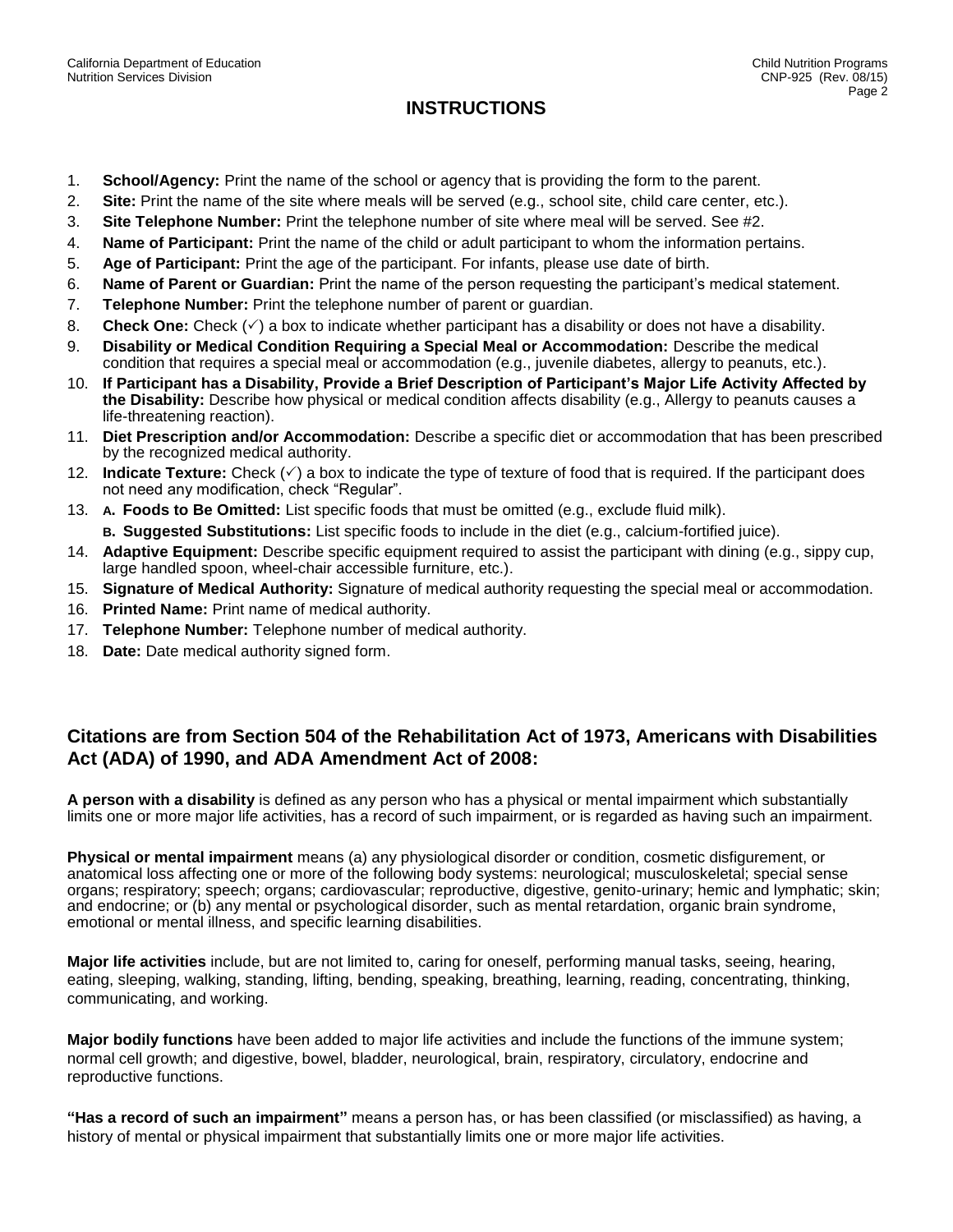# INSTRUCTIONS

1. **School/Agency:** Print the name of the school or agency that is providing the form to the parent.
2. **Site:** Print the name of the site where meals will be served (e.g., school site, child care center, etc.).
3. **Site Telephone Number:** Print the telephone number of site where meal will be served. See #2.
4. **Name of Participant:** Print the name of the child or adult participant to whom the information pertains.
5. **Age of Participant:** Print the age of the participant. For infants, please use date of birth.
6. **Name of Parent or Guardian:** Print the name of the person requesting the participant's medical statement.
7. **Telephone Number:** Print the telephone number of parent or guardian.
8. **Check One:** Check (✓) a box to indicate whether participant has a disability or does not have a disability.
9. **Disability or Medical Condition Requiring a Special Meal or Accommodation:** Describe the medical condition that requires a special meal or accommodation (e.g., juvenile diabetes, allergy to peanuts, etc.).
10. **If Participant has a Disability, Provide a Brief Description of Participant's Major Life Activity Affected by the Disability:** Describe how physical or medical condition affects disability (e.g., Allergy to peanuts causes a life-threatening reaction).
11. **Diet Prescription and/or Accommodation:** Describe a specific diet or accommodation that has been prescribed by the recognized medical authority.
12. **Indicate Texture:** Check (✓) a box to indicate the type of texture of food that is required. If the participant does not need any modification, check "Regular".
13. **A. Foods to Be Omitted:** List specific foods that must be omitted (e.g., exclude fluid milk).
    **B. Suggested Substitutions:** List specific foods to include in the diet (e.g., calcium-fortified juice).
14. **Adaptive Equipment:** Describe specific equipment required to assist the participant with dining (e.g., sippy cup, large handled spoon, wheel-chair accessible furniture, etc.).
15. **Signature of Medical Authority:** Signature of medical authority requesting the special meal or accommodation.
16. **Printed Name:** Print name of medical authority.
17. **Telephone Number:** Telephone number of medical authority.
18. **Date:** Date medical authority signed form.

## Citations are from Section 504 of the Rehabilitation Act of 1973, Americans with Disabilities Act (ADA) of 1990, and ADA Amendment Act of 2008:

**A person with a disability** is defined as any person who has a physical or mental impairment which substantially limits one or more major life activities, has a record of such impairment, or is regarded as having such an impairment.

**Physical or mental impairment** means (a) any physiological disorder or condition, cosmetic disfigurement, or anatomical loss affecting one or more of the following body systems: neurological; musculoskeletal; special sense organs; respiratory; speech; organs; cardiovascular; reproductive, digestive, genito-urinary; hemic and lymphatic; skin; and endocrine; or (b) any mental or psychological disorder, such as mental retardation, organic brain syndrome, emotional or mental illness, and specific learning disabilities.

**Major life activities** include, but are not limited to, caring for oneself, performing manual tasks, seeing, hearing, eating, sleeping, walking, standing, lifting, bending, speaking, breathing, learning, reading, concentrating, thinking, communicating, and working.

**Major bodily functions** have been added to major life activities and include the functions of the immune system; normal cell growth; and digestive, bowel, bladder, neurological, brain, respiratory, circulatory, endocrine and reproductive functions.

**"Has a record of such an impairment"** means a person has, or has been classified (or misclassified) as having, a history of mental or physical impairment that substantially limits one or more major life activities.